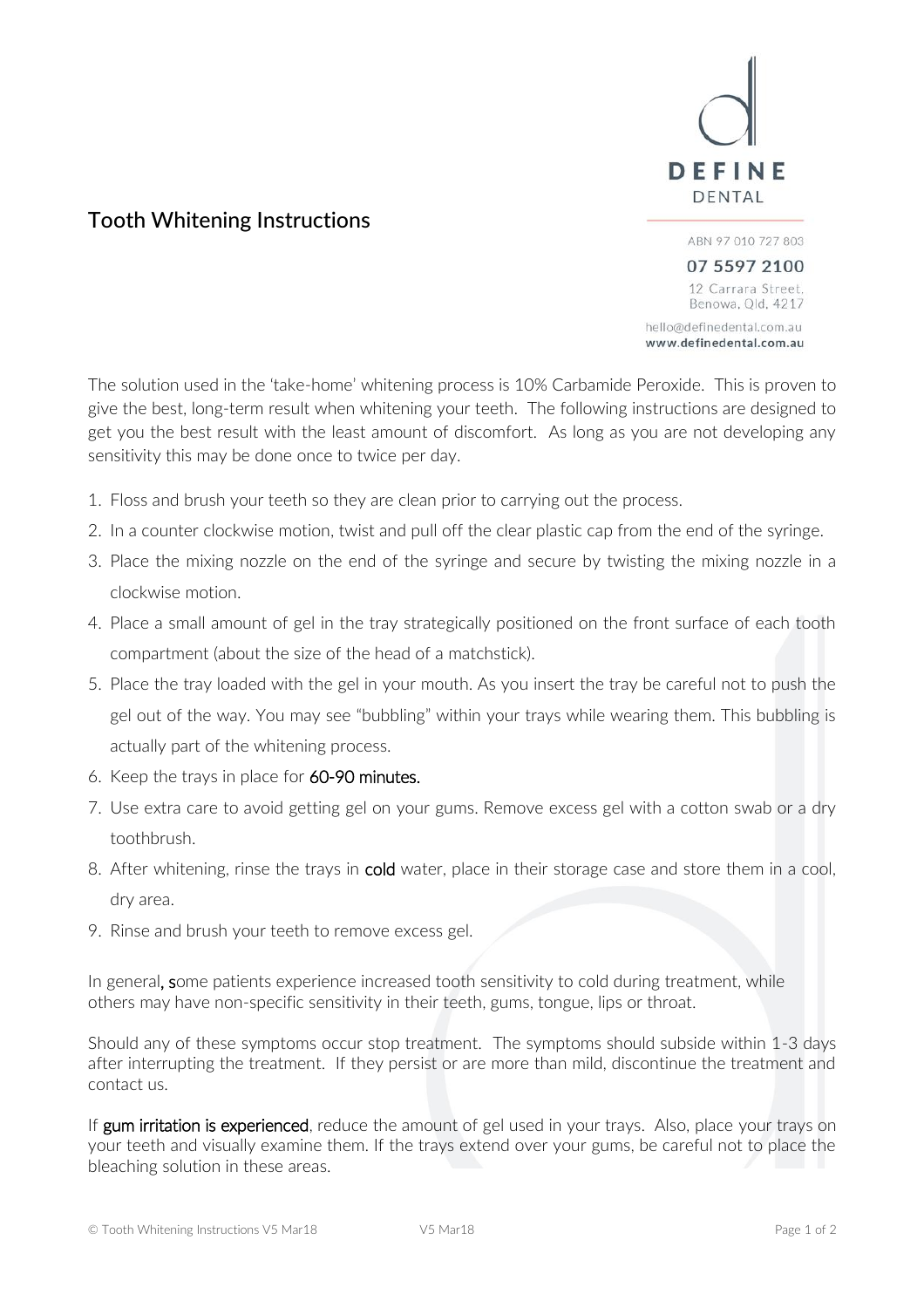DEFINE
DENTAL

ABN 97 010 727 803

07 5597 2100

12 Carrara Street,
Benowa, Qld, 4217

hello@definedental.com.au
www.definedental.com.au

# Tooth Whitening Instructions

The solution used in the 'take-home' whitening process is 10% Carbamide Peroxide. This is proven to give the best, long-term result when whitening your teeth. The following instructions are designed to get you the best result with the least amount of discomfort. As long as you are not developing any sensitivity this may be done once to twice per day.

1. Floss and brush your teeth so they are clean prior to carrying out the process.
2. In a counter clockwise motion, twist and pull off the clear plastic cap from the end of the syringe.
3. Place the mixing nozzle on the end of the syringe and secure by twisting the mixing nozzle in a clockwise motion.
4. Place a small amount of gel in the tray strategically positioned on the front surface of each tooth compartment (about the size of the head of a matchstick).
5. Place the tray loaded with the gel in your mouth. As you insert the tray be careful not to push the gel out of the way. You may see "bubbling" within your trays while wearing them. This bubbling is actually part of the whitening process.
6. Keep the trays in place for 60-90 minutes.
7. Use extra care to avoid getting gel on your gums. Remove excess gel with a cotton swab or a dry toothbrush.
8. After whitening, rinse the trays in cold water, place in their storage case and store them in a cool, dry area.
9. Rinse and brush your teeth to remove excess gel.

In general, some patients experience increased tooth sensitivity to cold during treatment, while others may have non-specific sensitivity in their teeth, gums, tongue, lips or throat.

Should any of these symptoms occur stop treatment. The symptoms should subside within 1-3 days after interrupting the treatment. If they persist or are more than mild, discontinue the treatment and contact us.

If gum irritation is experienced, reduce the amount of gel used in your trays. Also, place your trays on your teeth and visually examine them. If the trays extend over your gums, be careful not to place the bleaching solution in these areas.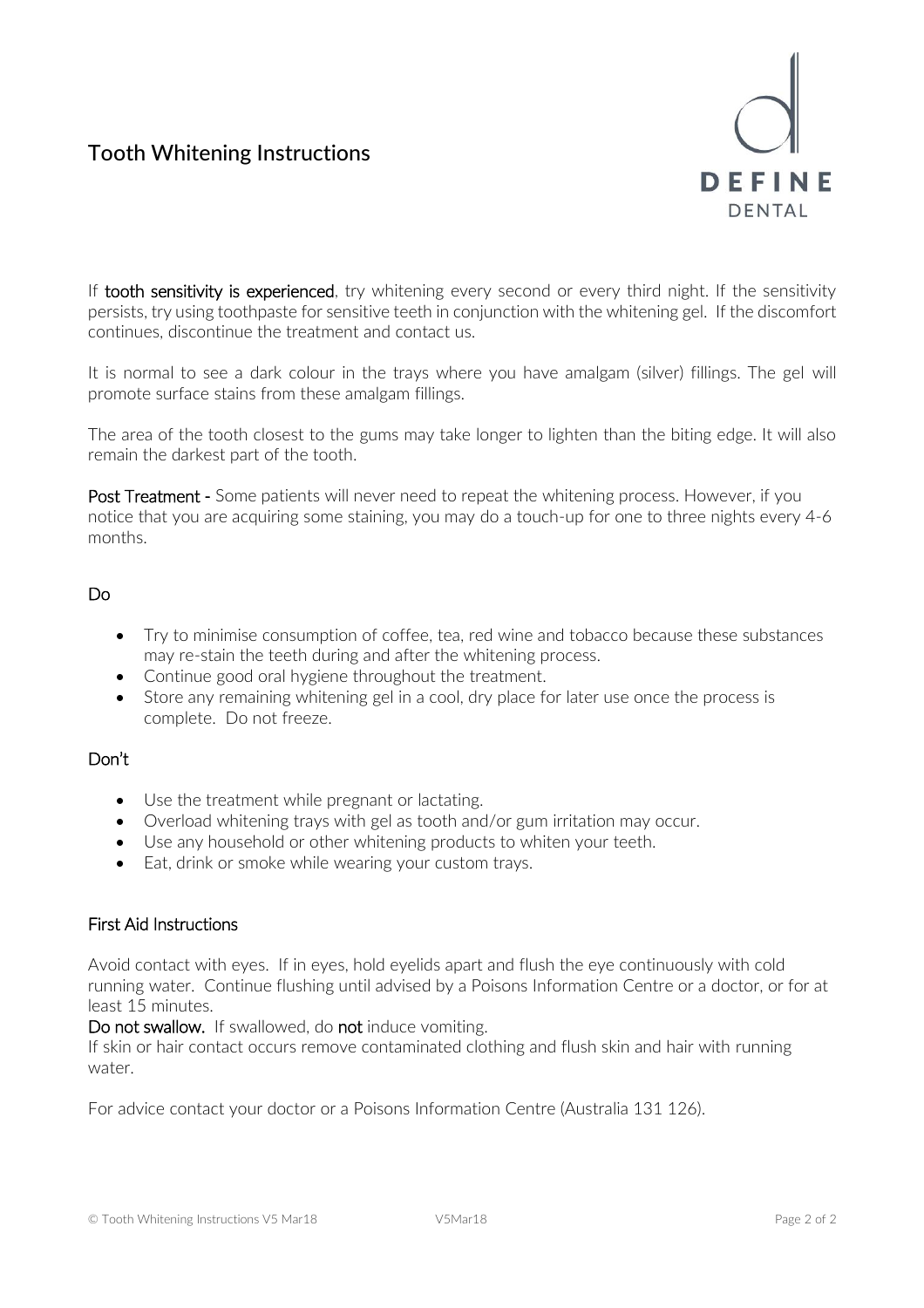# Tooth Whitening Instructions

DEFINE DENTAL

If **tooth sensitivity is experienced**, try whitening every second or every third night. If the sensitivity persists, try using toothpaste for sensitive teeth in conjunction with the whitening gel. If the discomfort continues, discontinue the treatment and contact us.

It is normal to see a dark colour in the trays where you have amalgam (silver) fillings. The gel will promote surface stains from these amalgam fillings.

The area of the tooth closest to the gums may take longer to lighten than the biting edge. It will also remain the darkest part of the tooth.

**Post Treatment -** Some patients will never need to repeat the whitening process. However, if you notice that you are acquiring some staining, you may do a touch-up for one to three nights every 4-6 months.

## Do

- Try to minimise consumption of coffee, tea, red wine and tobacco because these substances may re-stain the teeth during and after the whitening process.
- Continue good oral hygiene throughout the treatment.
- Store any remaining whitening gel in a cool, dry place for later use once the process is complete. Do not freeze.

## Don't

- Use the treatment while pregnant or lactating.
- Overload whitening trays with gel as tooth and/or gum irritation may occur.
- Use any household or other whitening products to whiten your teeth.
- Eat, drink or smoke while wearing your custom trays.

## First Aid Instructions

Avoid contact with eyes. If in eyes, hold eyelids apart and flush the eye continuously with cold running water. Continue flushing until advised by a Poisons Information Centre or a doctor, or for at least 15 minutes.

**Do not swallow.** If swallowed, do **not** induce vomiting.

If skin or hair contact occurs remove contaminated clothing and flush skin and hair with running water.

For advice contact your doctor or a Poisons Information Centre (Australia 131 126).